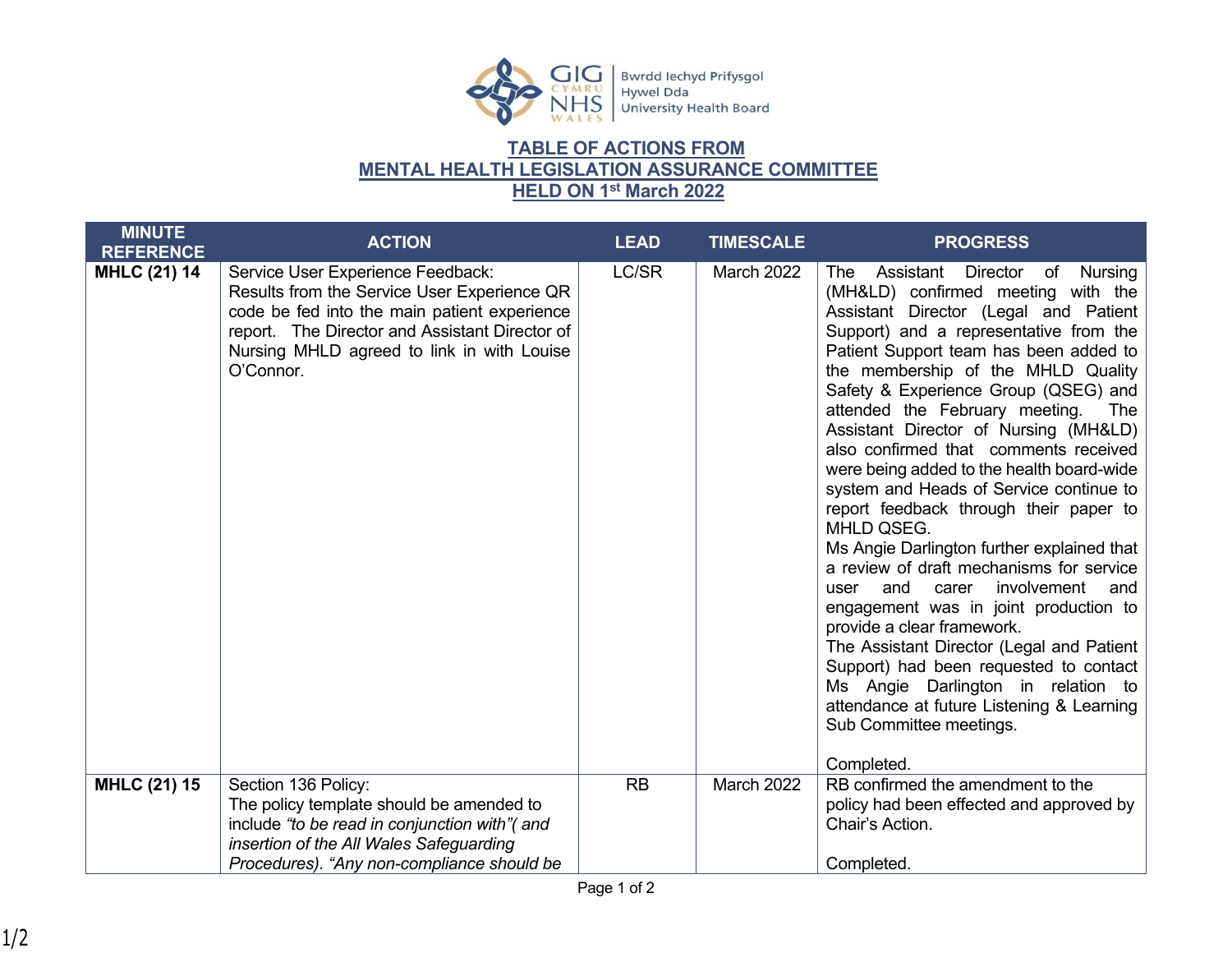# TABLE OF ACTIONS FROM MENTAL HEALTH LEGISLATION ASSURANCE COMMITTEE HELD ON 1st March 2022

| MINUTE REFERENCE | ACTION | LEAD | TIMESCALE | PROGRESS |
|---|---|---|---|---|
| **MHLC (21) 14** | Service User Experience Feedback: Results from the Service User Experience QR code be fed into the main patient experience report. The Director and Assistant Director of Nursing MHLD agreed to link in with Louise O'Connor. | LC/SR | March 2022 | The Assistant Director of Nursing (MH&LD) confirmed meeting with the Assistant Director (Legal and Patient Support) and a representative from the Patient Support team has been added to the membership of the MHLD Quality Safety & Experience Group (QSEG) and attended the February meeting. The Assistant Director of Nursing (MH&LD) also confirmed that comments received were being added to the health board-wide system and Heads of Service continue to report feedback through their paper to MHLD QSEG.<br>Ms Angie Darlington further explained that a review of draft mechanisms for service user and carer involvement and engagement was in joint production to provide a clear framework.<br>The Assistant Director (Legal and Patient Support) had been requested to contact Ms Angie Darlington in relation to attendance at future Listening & Learning Sub Committee meetings.<br><br>Completed. |
| **MHLC (21) 15** | Section 136 Policy: The policy template should be amended to include *"to be read in conjunction with"( and insertion of the All Wales Safeguarding Procedures). "Any non-compliance should be* | RB | March 2022 | RB confirmed the amendment to the policy had been effected and approved by Chair's Action.<br><br>Completed. |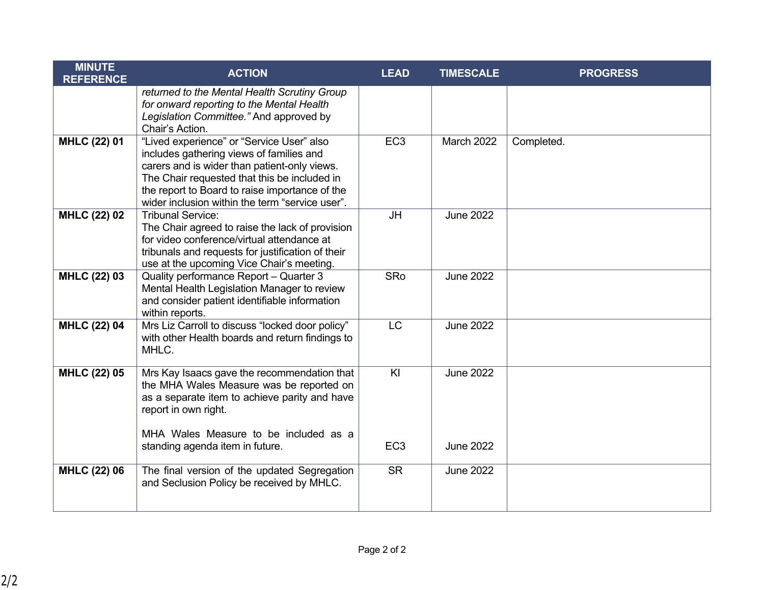| MINUTE REFERENCE | ACTION | LEAD | TIMESCALE | PROGRESS |
|---|---|---|---|---|
| | *returned to the Mental Health Scrutiny Group for onward reporting to the Mental Health Legislation Committee."* And approved by Chair's Action. | | | |
| **MHLC (22) 01** | "Lived experience" or "Service User" also includes gathering views of families and carers and is wider than patient-only views. The Chair requested that this be included in the report to Board to raise importance of the wider inclusion within the term "service user". | EC3 | March 2022 | Completed. |
| **MHLC (22) 02** | Tribunal Service:<br>The Chair agreed to raise the lack of provision for video conference/virtual attendance at tribunals and requests for justification of their use at the upcoming Vice Chair's meeting. | JH | June 2022 | |
| **MHLC (22) 03** | Quality performance Report – Quarter 3<br>Mental Health Legislation Manager to review and consider patient identifiable information within reports. | SRo | June 2022 | |
| **MHLC (22) 04** | Mrs Liz Carroll to discuss "locked door policy" with other Health boards and return findings to MHLC. | LC | June 2022 | |
| **MHLC (22) 05** | Mrs Kay Isaacs gave the recommendation that the MHA Wales Measure was be reported on as a separate item to achieve parity and have report in own right.<br><br>MHA Wales Measure to be included as a standing agenda item in future. | KI<br><br>EC3 | June 2022<br><br>June 2022 | |
| **MHLC (22) 06** | The final version of the updated Segregation and Seclusion Policy be received by MHLC. | SR | June 2022 | |